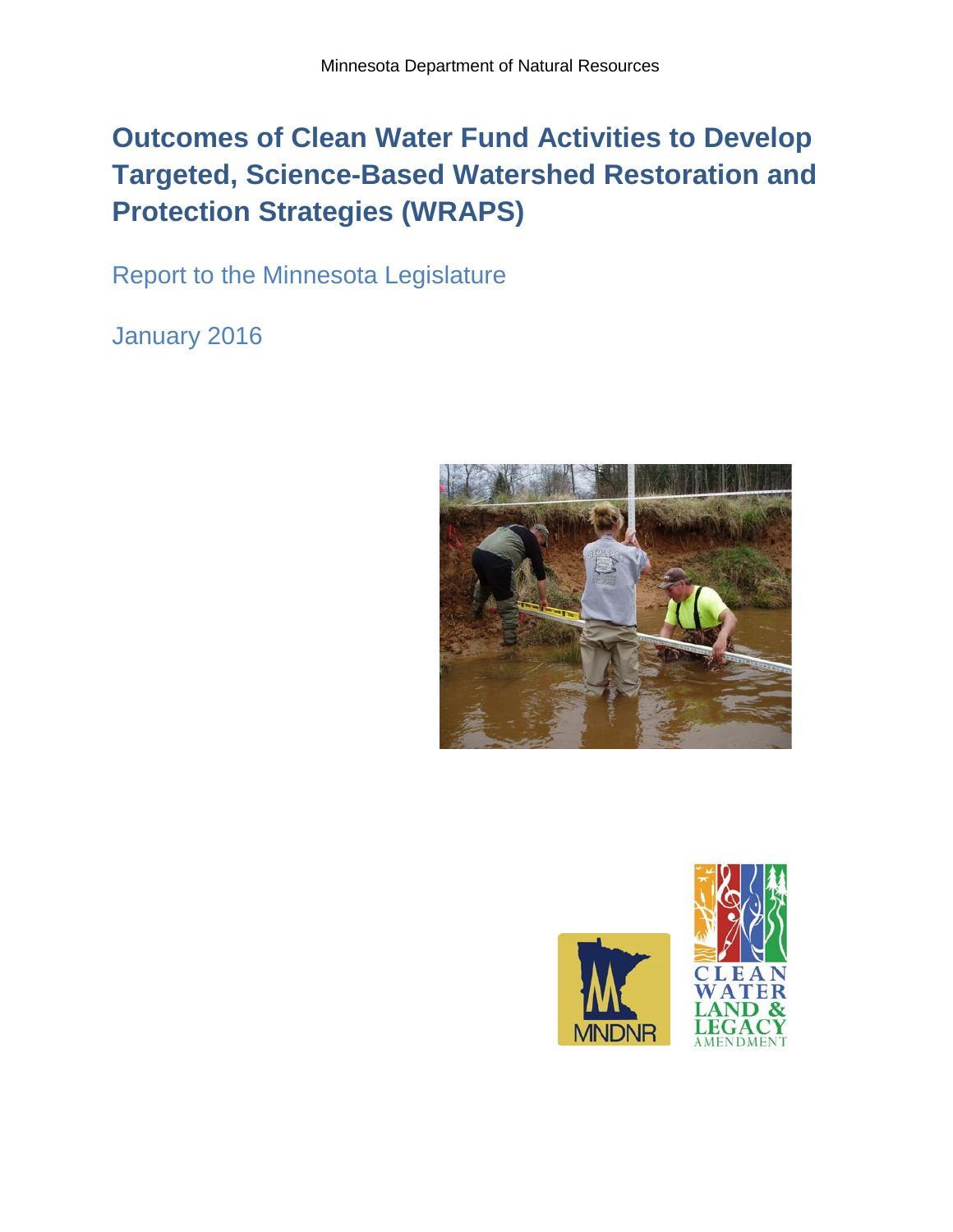Minnesota Department of Natural Resources

# Outcomes of Clean Water Fund Activities to Develop Targeted, Science-Based Watershed Restoration and Protection Strategies (WRAPS)

Report to the Minnesota Legislature

January 2016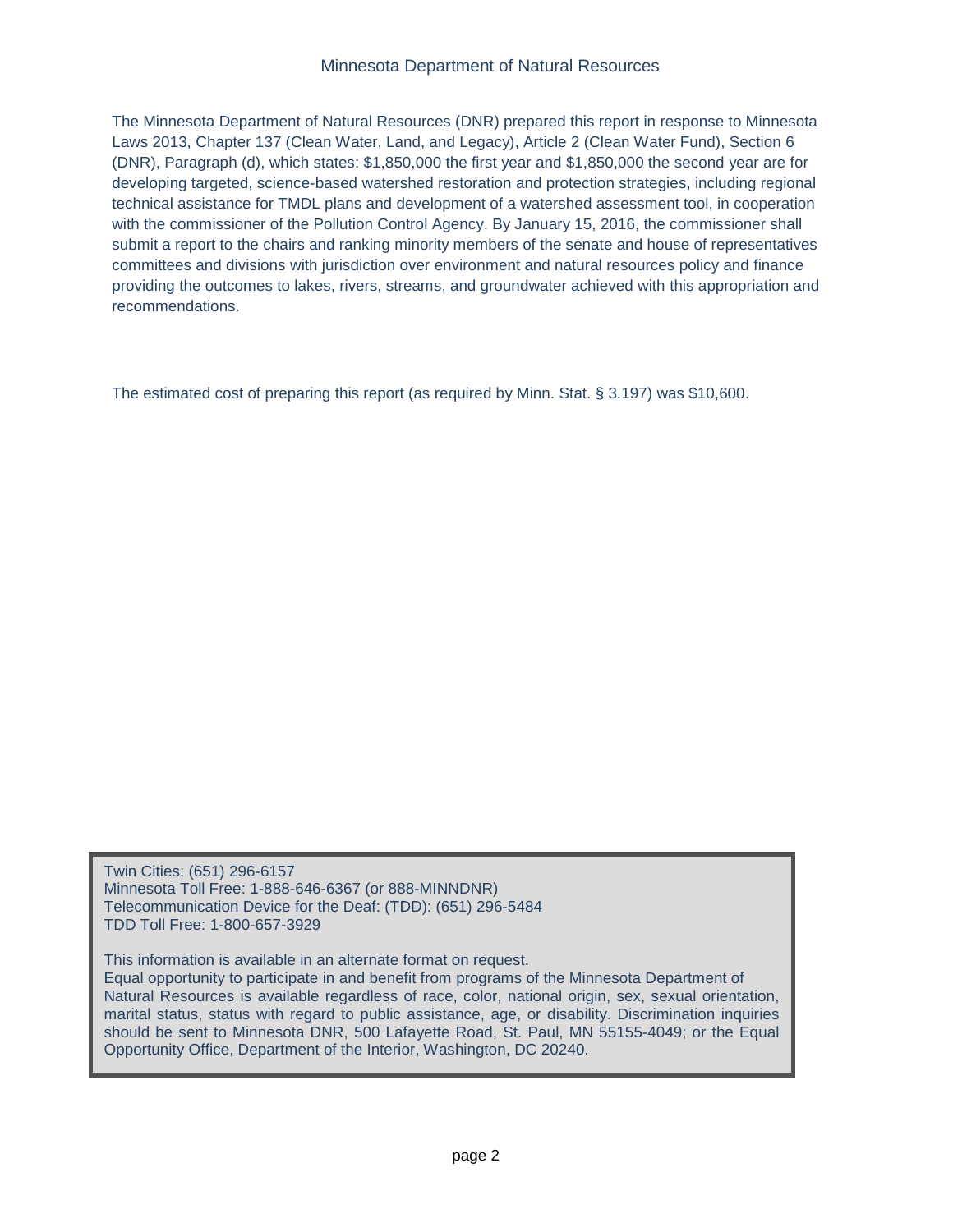The Minnesota Department of Natural Resources (DNR) prepared this report in response to Minnesota Laws 2013, Chapter 137 (Clean Water, Land, and Legacy), Article 2 (Clean Water Fund), Section 6 (DNR), Paragraph (d), which states: $1,850,000 the first year and $1,850,000 the second year are for developing targeted, science-based watershed restoration and protection strategies, including regional technical assistance for TMDL plans and development of a watershed assessment tool, in cooperation with the commissioner of the Pollution Control Agency. By January 15, 2016, the commissioner shall submit a report to the chairs and ranking minority members of the senate and house of representatives committees and divisions with jurisdiction over environment and natural resources policy and finance providing the outcomes to lakes, rivers, streams, and groundwater achieved with this appropriation and recommendations.

The estimated cost of preparing this report (as required by Minn. Stat. § 3.197) was $10,600.

Twin Cities: (651) 296-6157
Minnesota Toll Free: 1-888-646-6367 (or 888-MINNDNR)
Telecommunication Device for the Deaf: (TDD): (651) 296-5484
TDD Toll Free: 1-800-657-3929

This information is available in an alternate format on request.
Equal opportunity to participate in and benefit from programs of the Minnesota Department of Natural Resources is available regardless of race, color, national origin, sex, sexual orientation, marital status, status with regard to public assistance, age, or disability. Discrimination inquiries should be sent to Minnesota DNR, 500 Lafayette Road, St. Paul, MN 55155-4049; or the Equal Opportunity Office, Department of the Interior, Washington, DC 20240.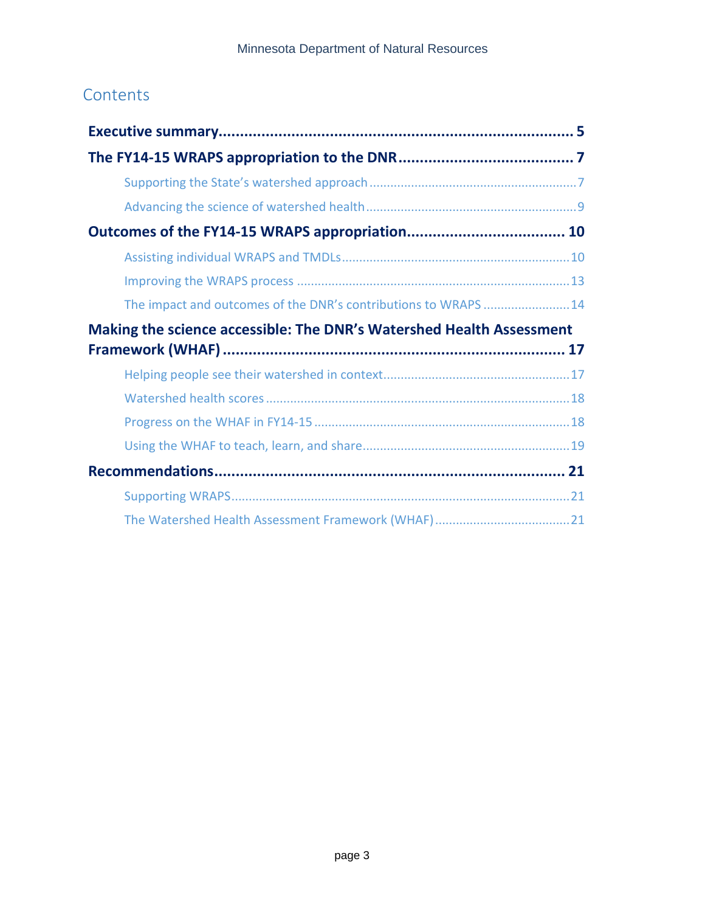# Contents

**Executive summary** .................................................................... 5

**The FY14-15 WRAPS appropriation to the DNR** ........................................ 7

- Supporting the State's watershed approach ........................................................... 7
- Advancing the science of watershed health ........................................................... 9

**Outcomes of the FY14-15 WRAPS appropriation** .................................... 10

- Assisting individual WRAPS and TMDLs ................................................................ 10
- Improving the WRAPS process ............................................................................. 13
- The impact and outcomes of the DNR's contributions to WRAPS ......................... 14

**Making the science accessible: The DNR's Watershed Health Assessment Framework (WHAF)** ................................................................................ 17

- Helping people see their watershed in context ..................................................... 17
- Watershed health scores ...................................................................................... 18
- Progress on the WHAF in FY14-15 ........................................................................ 18
- Using the WHAF to teach, learn, and share ........................................................... 19

**Recommendations** .................................................................................. 21

- Supporting WRAPS ............................................................................................... 21
- The Watershed Health Assessment Framework (WHAF) ....................................... 21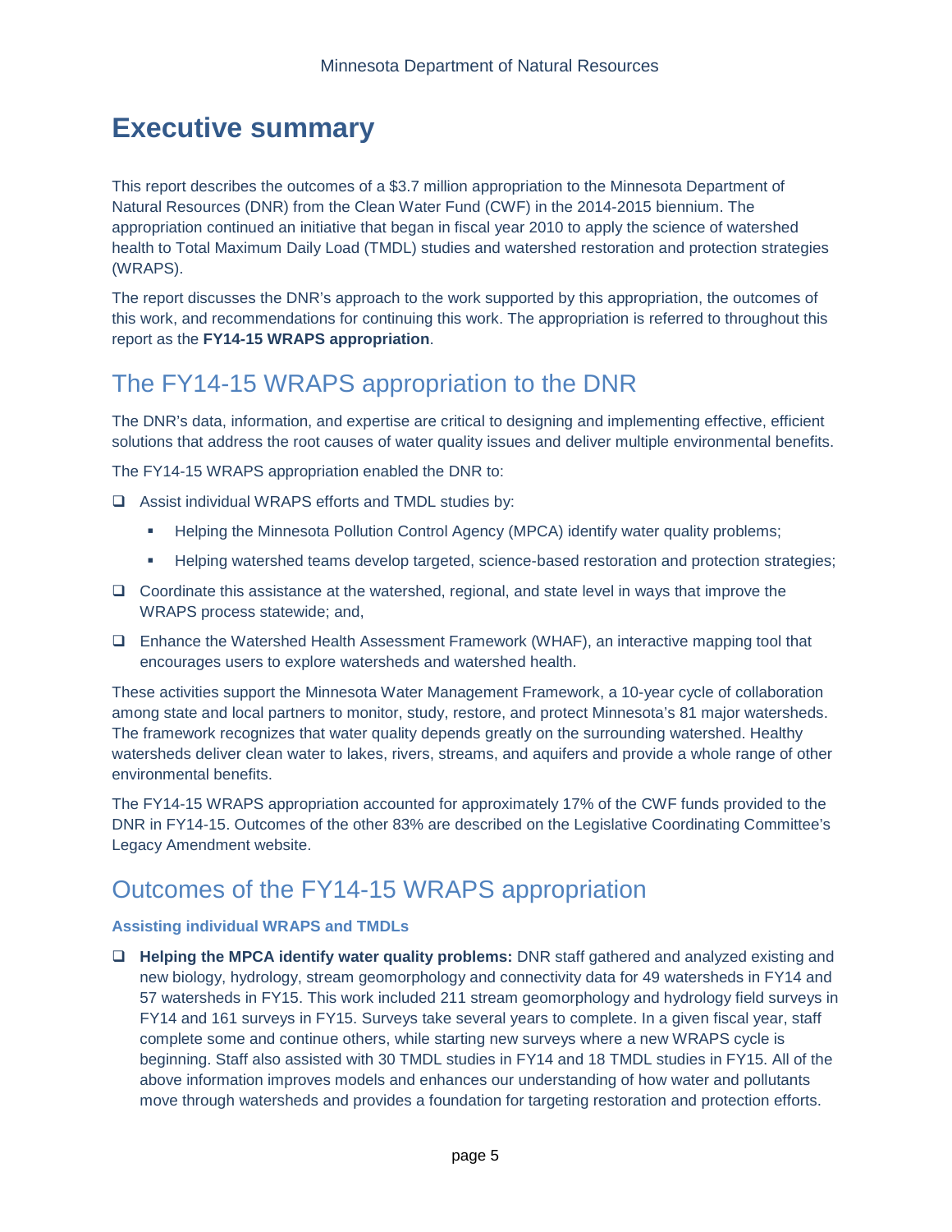# Executive summary

This report describes the outcomes of a $3.7 million appropriation to the Minnesota Department of Natural Resources (DNR) from the Clean Water Fund (CWF) in the 2014-2015 biennium. The appropriation continued an initiative that began in fiscal year 2010 to apply the science of watershed health to Total Maximum Daily Load (TMDL) studies and watershed restoration and protection strategies (WRAPS).

The report discusses the DNR's approach to the work supported by this appropriation, the outcomes of this work, and recommendations for continuing this work. The appropriation is referred to throughout this report as the **FY14-15 WRAPS appropriation**.

## The FY14-15 WRAPS appropriation to the DNR

The DNR's data, information, and expertise are critical to designing and implementing effective, efficient solutions that address the root causes of water quality issues and deliver multiple environmental benefits.

The FY14-15 WRAPS appropriation enabled the DNR to:

- Assist individual WRAPS efforts and TMDL studies by:
  - Helping the Minnesota Pollution Control Agency (MPCA) identify water quality problems;
  - Helping watershed teams develop targeted, science-based restoration and protection strategies;
- Coordinate this assistance at the watershed, regional, and state level in ways that improve the WRAPS process statewide; and,
- Enhance the Watershed Health Assessment Framework (WHAF), an interactive mapping tool that encourages users to explore watersheds and watershed health.

These activities support the Minnesota Water Management Framework, a 10-year cycle of collaboration among state and local partners to monitor, study, restore, and protect Minnesota's 81 major watersheds. The framework recognizes that water quality depends greatly on the surrounding watershed. Healthy watersheds deliver clean water to lakes, rivers, streams, and aquifers and provide a whole range of other environmental benefits.

The FY14-15 WRAPS appropriation accounted for approximately 17% of the CWF funds provided to the DNR in FY14-15. Outcomes of the other 83% are described on the Legislative Coordinating Committee's Legacy Amendment website.

## Outcomes of the FY14-15 WRAPS appropriation

### Assisting individual WRAPS and TMDLs

- **Helping the MPCA identify water quality problems:** DNR staff gathered and analyzed existing and new biology, hydrology, stream geomorphology and connectivity data for 49 watersheds in FY14 and 57 watersheds in FY15. This work included 211 stream geomorphology and hydrology field surveys in FY14 and 161 surveys in FY15. Surveys take several years to complete. In a given fiscal year, staff complete some and continue others, while starting new surveys where a new WRAPS cycle is beginning. Staff also assisted with 30 TMDL studies in FY14 and 18 TMDL studies in FY15. All of the above information improves models and enhances our understanding of how water and pollutants move through watersheds and provides a foundation for targeting restoration and protection efforts.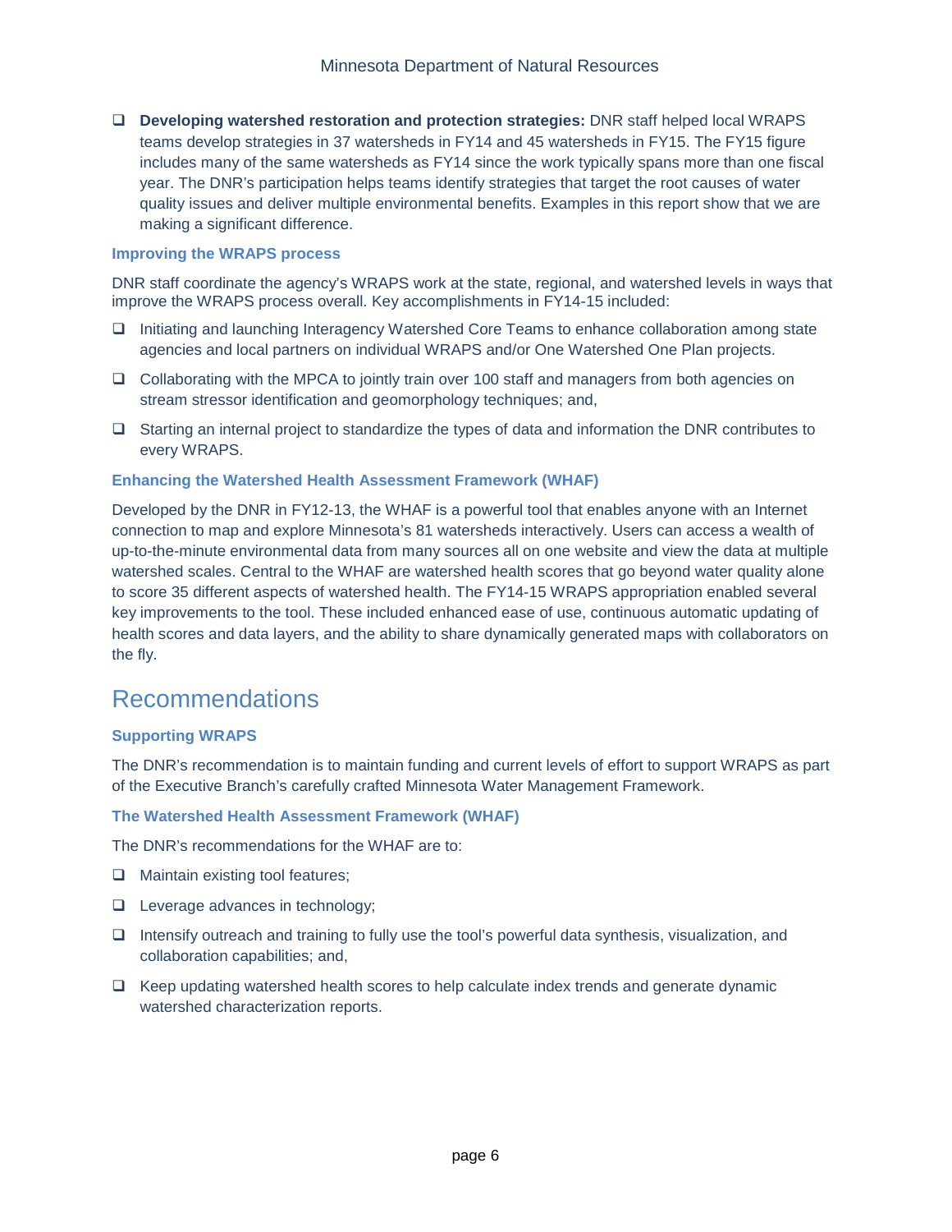- **Developing watershed restoration and protection strategies:** DNR staff helped local WRAPS teams develop strategies in 37 watersheds in FY14 and 45 watersheds in FY15. The FY15 figure includes many of the same watersheds as FY14 since the work typically spans more than one fiscal year. The DNR's participation helps teams identify strategies that target the root causes of water quality issues and deliver multiple environmental benefits. Examples in this report show that we are making a significant difference.

### Improving the WRAPS process

DNR staff coordinate the agency's WRAPS work at the state, regional, and watershed levels in ways that improve the WRAPS process overall. Key accomplishments in FY14-15 included:

- Initiating and launching Interagency Watershed Core Teams to enhance collaboration among state agencies and local partners on individual WRAPS and/or One Watershed One Plan projects.
- Collaborating with the MPCA to jointly train over 100 staff and managers from both agencies on stream stressor identification and geomorphology techniques; and,
- Starting an internal project to standardize the types of data and information the DNR contributes to every WRAPS.

### Enhancing the Watershed Health Assessment Framework (WHAF)

Developed by the DNR in FY12-13, the WHAF is a powerful tool that enables anyone with an Internet connection to map and explore Minnesota's 81 watersheds interactively. Users can access a wealth of up-to-the-minute environmental data from many sources all on one website and view the data at multiple watershed scales. Central to the WHAF are watershed health scores that go beyond water quality alone to score 35 different aspects of watershed health. The FY14-15 WRAPS appropriation enabled several key improvements to the tool. These included enhanced ease of use, continuous automatic updating of health scores and data layers, and the ability to share dynamically generated maps with collaborators on the fly.

## Recommendations

### Supporting WRAPS

The DNR's recommendation is to maintain funding and current levels of effort to support WRAPS as part of the Executive Branch's carefully crafted Minnesota Water Management Framework.

### The Watershed Health Assessment Framework (WHAF)

The DNR's recommendations for the WHAF are to:

- Maintain existing tool features;
- Leverage advances in technology;
- Intensify outreach and training to fully use the tool's powerful data synthesis, visualization, and collaboration capabilities; and,
- Keep updating watershed health scores to help calculate index trends and generate dynamic watershed characterization reports.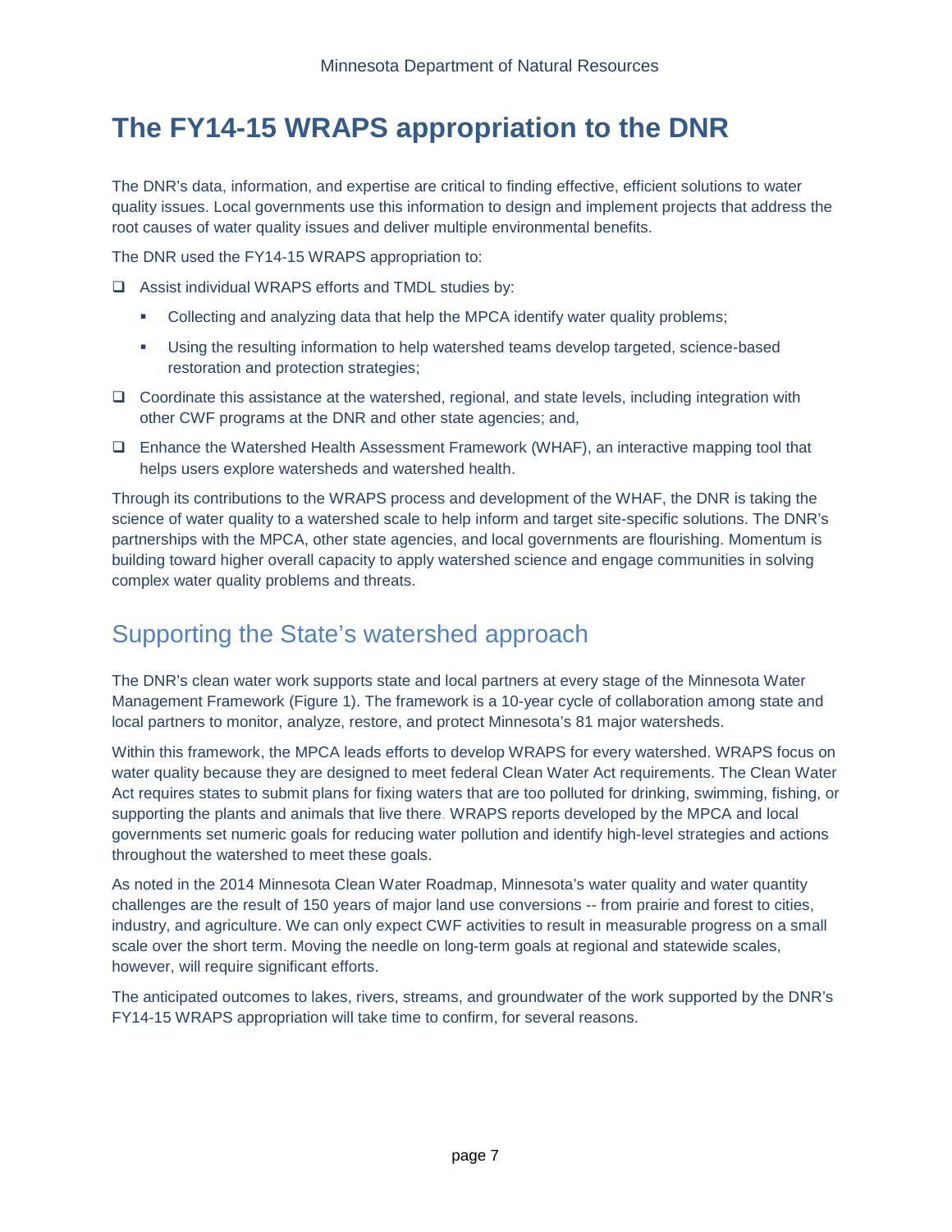# The FY14-15 WRAPS appropriation to the DNR

The DNR's data, information, and expertise are critical to finding effective, efficient solutions to water quality issues. Local governments use this information to design and implement projects that address the root causes of water quality issues and deliver multiple environmental benefits.

The DNR used the FY14-15 WRAPS appropriation to:

- Assist individual WRAPS efforts and TMDL studies by:
  - Collecting and analyzing data that help the MPCA identify water quality problems;
  - Using the resulting information to help watershed teams develop targeted, science-based restoration and protection strategies;
- Coordinate this assistance at the watershed, regional, and state levels, including integration with other CWF programs at the DNR and other state agencies; and,
- Enhance the Watershed Health Assessment Framework (WHAF), an interactive mapping tool that helps users explore watersheds and watershed health.

Through its contributions to the WRAPS process and development of the WHAF, the DNR is taking the science of water quality to a watershed scale to help inform and target site-specific solutions. The DNR's partnerships with the MPCA, other state agencies, and local governments are flourishing. Momentum is building toward higher overall capacity to apply watershed science and engage communities in solving complex water quality problems and threats.

## Supporting the State's watershed approach

The DNR's clean water work supports state and local partners at every stage of the Minnesota Water Management Framework (Figure 1). The framework is a 10-year cycle of collaboration among state and local partners to monitor, analyze, restore, and protect Minnesota's 81 major watersheds.

Within this framework, the MPCA leads efforts to develop WRAPS for every watershed. WRAPS focus on water quality because they are designed to meet federal Clean Water Act requirements. The Clean Water Act requires states to submit plans for fixing waters that are too polluted for drinking, swimming, fishing, or supporting the plants and animals that live there. WRAPS reports developed by the MPCA and local governments set numeric goals for reducing water pollution and identify high-level strategies and actions throughout the watershed to meet these goals.

As noted in the 2014 Minnesota Clean Water Roadmap, Minnesota's water quality and water quantity challenges are the result of 150 years of major land use conversions -- from prairie and forest to cities, industry, and agriculture. We can only expect CWF activities to result in measurable progress on a small scale over the short term. Moving the needle on long-term goals at regional and statewide scales, however, will require significant efforts.

The anticipated outcomes to lakes, rivers, streams, and groundwater of the work supported by the DNR's FY14-15 WRAPS appropriation will take time to confirm, for several reasons.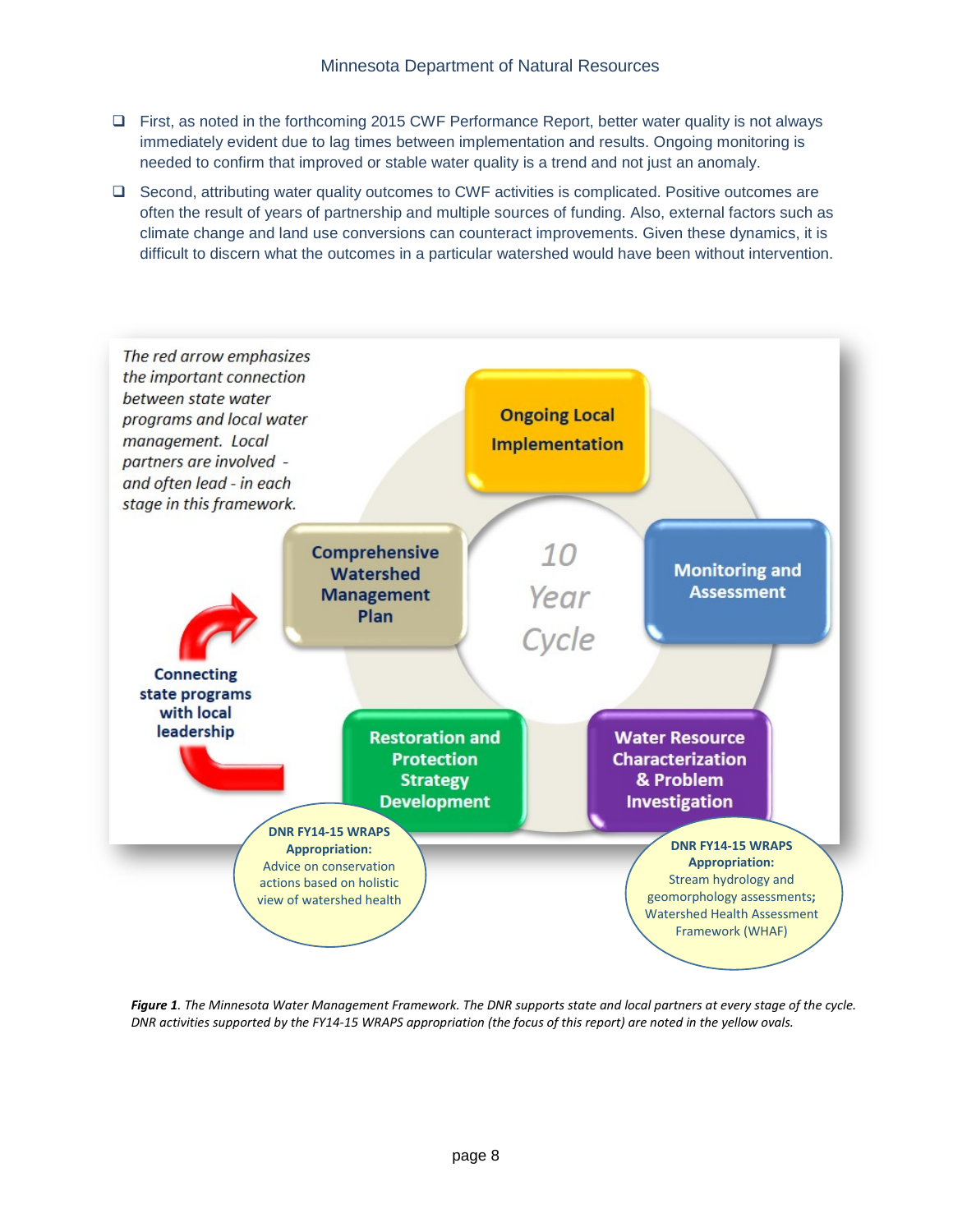- First, as noted in the forthcoming 2015 CWF Performance Report, better water quality is not always immediately evident due to lag times between implementation and results. Ongoing monitoring is needed to confirm that improved or stable water quality is a trend and not just an anomaly.
- Second, attributing water quality outcomes to CWF activities is complicated. Positive outcomes are often the result of years of partnership and multiple sources of funding. Also, external factors such as climate change and land use conversions can counteract improvements. Given these dynamics, it is difficult to discern what the outcomes in a particular watershed would have been without intervention.

*The red arrow emphasizes the important connection between state water programs and local water management. Local partners are involved - and often lead - in each stage in this framework.*

**Connecting state programs with local leadership**

10 Year Cycle

- **Ongoing Local Implementation**
- **Monitoring and Assessment**
- **Water Resource Characterization & Problem Investigation**
- **Restoration and Protection Strategy Development**
- **Comprehensive Watershed Management Plan**

**DNR FY14-15 WRAPS Appropriation:** Advice on conservation actions based on holistic view of watershed health

**DNR FY14-15 WRAPS Appropriation:** Stream hydrology and geomorphology assessments; Watershed Health Assessment Framework (WHAF)

***Figure 1**. The Minnesota Water Management Framework. The DNR supports state and local partners at every stage of the cycle. DNR activities supported by the FY14-15 WRAPS appropriation (the focus of this report) are noted in the yellow ovals.*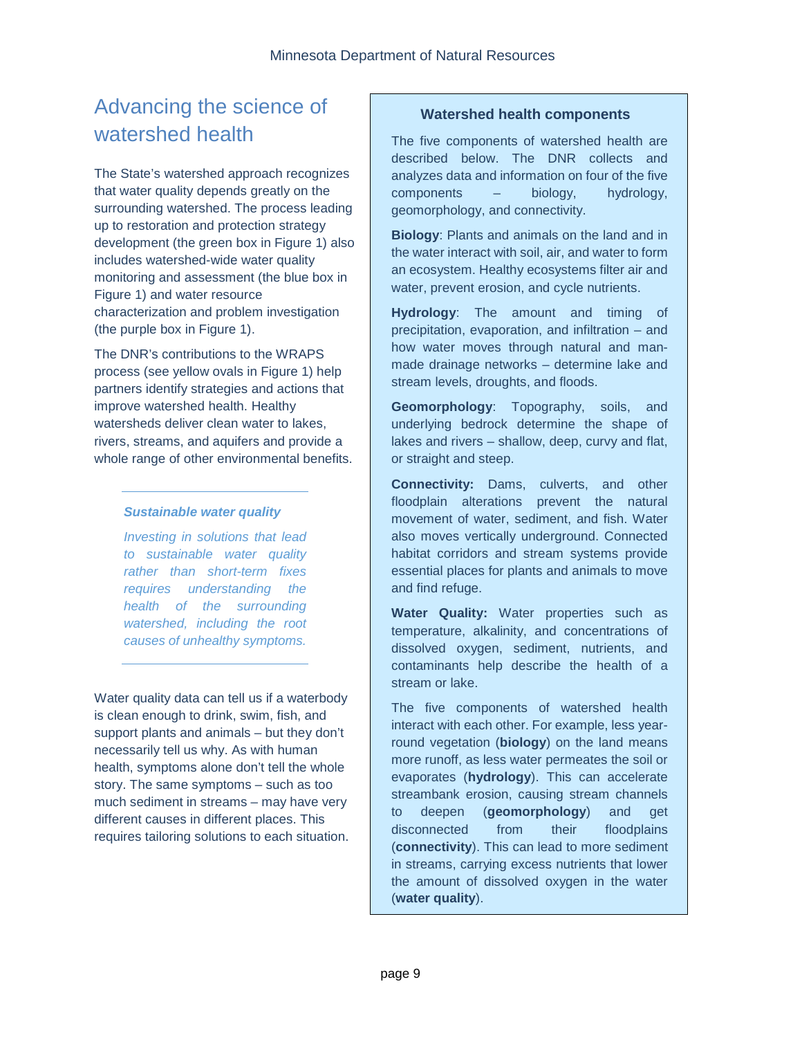## Advancing the science of watershed health

The State's watershed approach recognizes that water quality depends greatly on the surrounding watershed. The process leading up to restoration and protection strategy development (the green box in Figure 1) also includes watershed-wide water quality monitoring and assessment (the blue box in Figure 1) and water resource characterization and problem investigation (the purple box in Figure 1).

The DNR's contributions to the WRAPS process (see yellow ovals in Figure 1) help partners identify strategies and actions that improve watershed health. Healthy watersheds deliver clean water to lakes, rivers, streams, and aquifers and provide a whole range of other environmental benefits.

> ***Sustainable water quality***
>
> *Investing in solutions that lead to sustainable water quality rather than short-term fixes requires understanding the health of the surrounding watershed, including the root causes of unhealthy symptoms.*

Water quality data can tell us if a waterbody is clean enough to drink, swim, fish, and support plants and animals – but they don't necessarily tell us why. As with human health, symptoms alone don't tell the whole story. The same symptoms – such as too much sediment in streams – may have very different causes in different places. This requires tailoring solutions to each situation.

### Watershed health components

The five components of watershed health are described below. The DNR collects and analyzes data and information on four of the five components – biology, hydrology, geomorphology, and connectivity.

**Biology**: Plants and animals on the land and in the water interact with soil, air, and water to form an ecosystem. Healthy ecosystems filter air and water, prevent erosion, and cycle nutrients.

**Hydrology**: The amount and timing of precipitation, evaporation, and infiltration – and how water moves through natural and man-made drainage networks – determine lake and stream levels, droughts, and floods.

**Geomorphology**: Topography, soils, and underlying bedrock determine the shape of lakes and rivers – shallow, deep, curvy and flat, or straight and steep.

**Connectivity:** Dams, culverts, and other floodplain alterations prevent the natural movement of water, sediment, and fish. Water also moves vertically underground. Connected habitat corridors and stream systems provide essential places for plants and animals to move and find refuge.

**Water Quality:** Water properties such as temperature, alkalinity, and concentrations of dissolved oxygen, sediment, nutrients, and contaminants help describe the health of a stream or lake.

The five components of watershed health interact with each other. For example, less year-round vegetation (**biology**) on the land means more runoff, as less water permeates the soil or evaporates (**hydrology**). This can accelerate streambank erosion, causing stream channels to deepen (**geomorphology**) and get disconnected from their floodplains (**connectivity**). This can lead to more sediment in streams, carrying excess nutrients that lower the amount of dissolved oxygen in the water (**water quality**).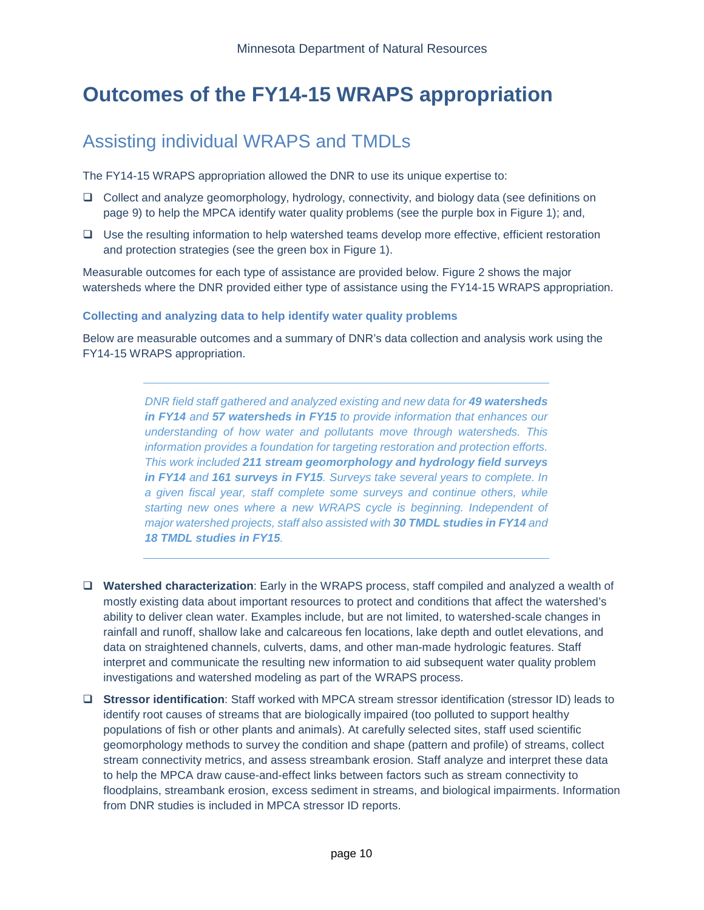# Outcomes of the FY14-15 WRAPS appropriation

## Assisting individual WRAPS and TMDLs

The FY14-15 WRAPS appropriation allowed the DNR to use its unique expertise to:

- Collect and analyze geomorphology, hydrology, connectivity, and biology data (see definitions on page 9) to help the MPCA identify water quality problems (see the purple box in Figure 1); and,
- Use the resulting information to help watershed teams develop more effective, efficient restoration and protection strategies (see the green box in Figure 1).

Measurable outcomes for each type of assistance are provided below. Figure 2 shows the major watersheds where the DNR provided either type of assistance using the FY14-15 WRAPS appropriation.

### Collecting and analyzing data to help identify water quality problems

Below are measurable outcomes and a summary of DNR's data collection and analysis work using the FY14-15 WRAPS appropriation.

---

*DNR field staff gathered and analyzed existing and new data for **49 watersheds in FY14** and **57 watersheds in FY15** to provide information that enhances our understanding of how water and pollutants move through watersheds. This information provides a foundation for targeting restoration and protection efforts. This work included **211 stream geomorphology and hydrology field surveys in FY14** and **161 surveys in FY15**. Surveys take several years to complete. In a given fiscal year, staff complete some surveys and continue others, while starting new ones where a new WRAPS cycle is beginning. Independent of major watershed projects, staff also assisted with **30 TMDL studies in FY14** and **18 TMDL studies in FY15**.*

---

- **Watershed characterization**: Early in the WRAPS process, staff compiled and analyzed a wealth of mostly existing data about important resources to protect and conditions that affect the watershed's ability to deliver clean water. Examples include, but are not limited, to watershed-scale changes in rainfall and runoff, shallow lake and calcareous fen locations, lake depth and outlet elevations, and data on straightened channels, culverts, dams, and other man-made hydrologic features. Staff interpret and communicate the resulting new information to aid subsequent water quality problem investigations and watershed modeling as part of the WRAPS process.
- **Stressor identification**: Staff worked with MPCA stream stressor identification (stressor ID) leads to identify root causes of streams that are biologically impaired (too polluted to support healthy populations of fish or other plants and animals). At carefully selected sites, staff used scientific geomorphology methods to survey the condition and shape (pattern and profile) of streams, collect stream connectivity metrics, and assess streambank erosion. Staff analyze and interpret these data to help the MPCA draw cause-and-effect links between factors such as stream connectivity to floodplains, streambank erosion, excess sediment in streams, and biological impairments. Information from DNR studies is included in MPCA stressor ID reports.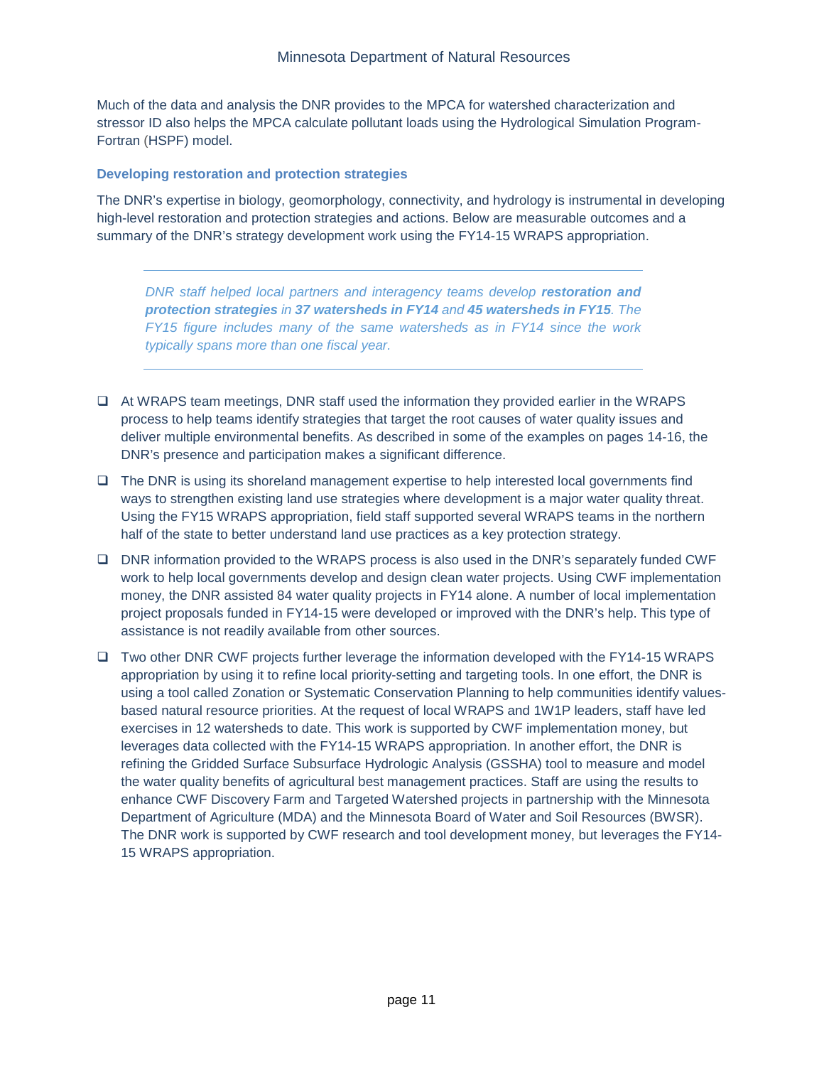Much of the data and analysis the DNR provides to the MPCA for watershed characterization and stressor ID also helps the MPCA calculate pollutant loads using the Hydrological Simulation Program-Fortran (HSPF) model.

### Developing restoration and protection strategies

The DNR's expertise in biology, geomorphology, connectivity, and hydrology is instrumental in developing high-level restoration and protection strategies and actions. Below are measurable outcomes and a summary of the DNR's strategy development work using the FY14-15 WRAPS appropriation.

---

*DNR staff helped local partners and interagency teams develop **restoration and protection strategies** in **37 watersheds in FY14** and **45 watersheds in FY15**. The FY15 figure includes many of the same watersheds as in FY14 since the work typically spans more than one fiscal year.*

---

- At WRAPS team meetings, DNR staff used the information they provided earlier in the WRAPS process to help teams identify strategies that target the root causes of water quality issues and deliver multiple environmental benefits. As described in some of the examples on pages 14-16, the DNR's presence and participation makes a significant difference.
- The DNR is using its shoreland management expertise to help interested local governments find ways to strengthen existing land use strategies where development is a major water quality threat. Using the FY15 WRAPS appropriation, field staff supported several WRAPS teams in the northern half of the state to better understand land use practices as a key protection strategy.
- DNR information provided to the WRAPS process is also used in the DNR's separately funded CWF work to help local governments develop and design clean water projects. Using CWF implementation money, the DNR assisted 84 water quality projects in FY14 alone. A number of local implementation project proposals funded in FY14-15 were developed or improved with the DNR's help. This type of assistance is not readily available from other sources.
- Two other DNR CWF projects further leverage the information developed with the FY14-15 WRAPS appropriation by using it to refine local priority-setting and targeting tools. In one effort, the DNR is using a tool called Zonation or Systematic Conservation Planning to help communities identify values-based natural resource priorities. At the request of local WRAPS and 1W1P leaders, staff have led exercises in 12 watersheds to date. This work is supported by CWF implementation money, but leverages data collected with the FY14-15 WRAPS appropriation. In another effort, the DNR is refining the Gridded Surface Subsurface Hydrologic Analysis (GSSHA) tool to measure and model the water quality benefits of agricultural best management practices. Staff are using the results to enhance CWF Discovery Farm and Targeted Watershed projects in partnership with the Minnesota Department of Agriculture (MDA) and the Minnesota Board of Water and Soil Resources (BWSR). The DNR work is supported by CWF research and tool development money, but leverages the FY14-15 WRAPS appropriation.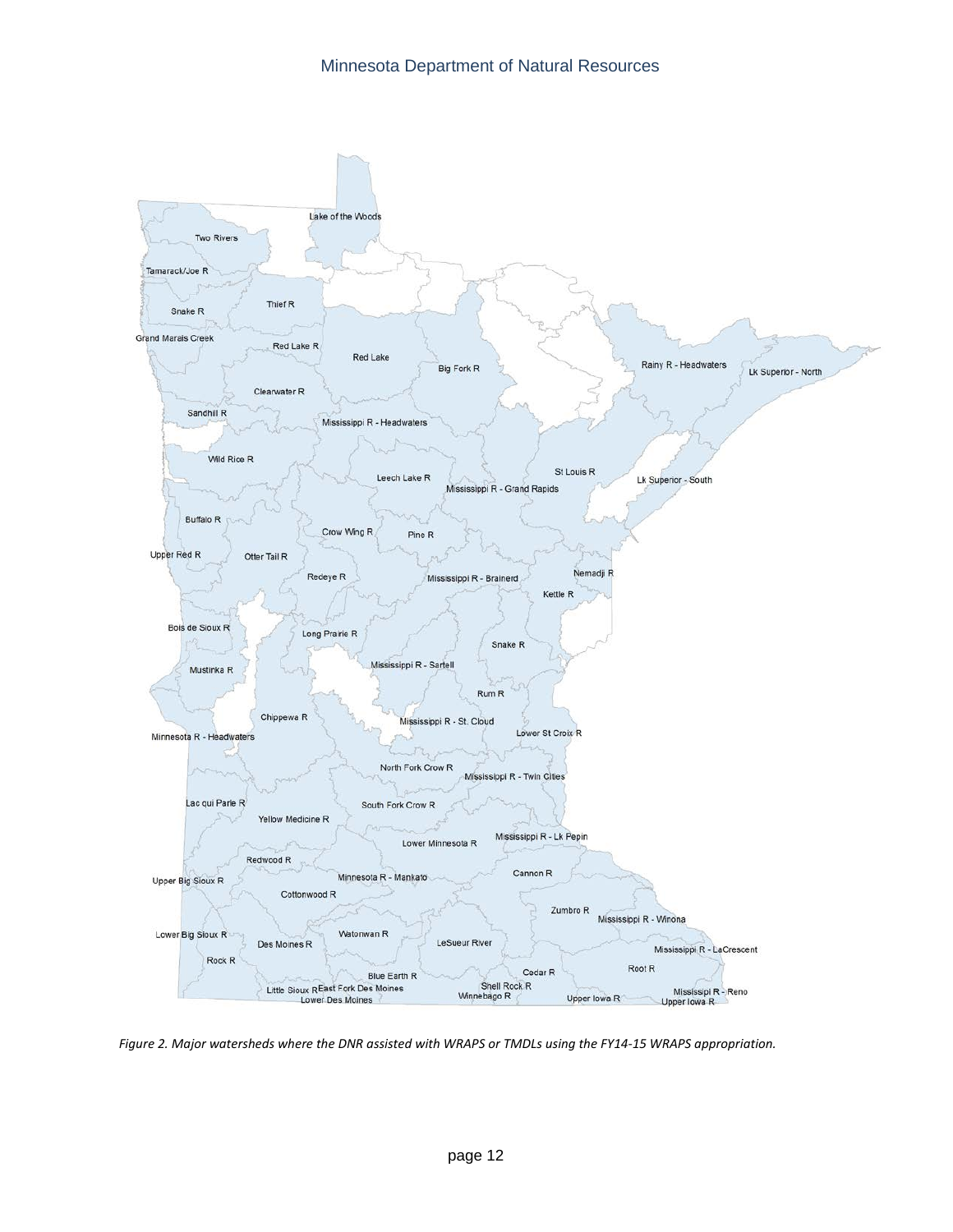*Figure 2. Major watersheds where the DNR assisted with WRAPS or TMDLs using the FY14-15 WRAPS appropriation.*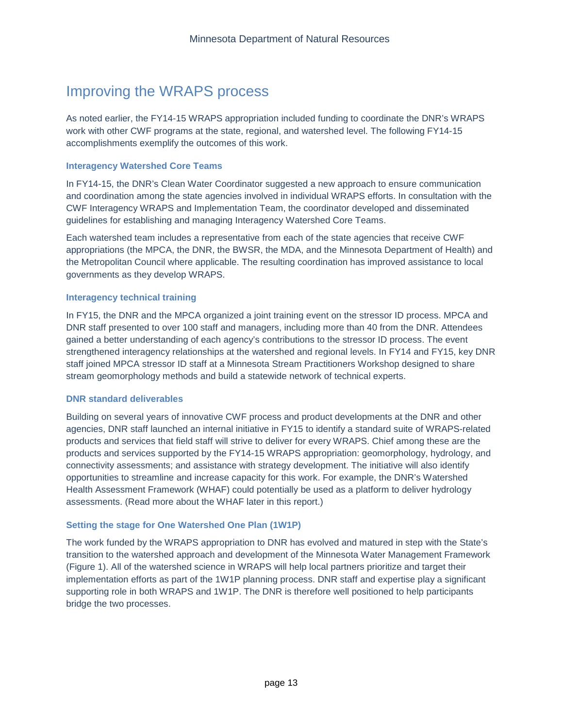# Improving the WRAPS process

As noted earlier, the FY14-15 WRAPS appropriation included funding to coordinate the DNR's WRAPS work with other CWF programs at the state, regional, and watershed level. The following FY14-15 accomplishments exemplify the outcomes of this work.

### Interagency Watershed Core Teams

In FY14-15, the DNR's Clean Water Coordinator suggested a new approach to ensure communication and coordination among the state agencies involved in individual WRAPS efforts. In consultation with the CWF Interagency WRAPS and Implementation Team, the coordinator developed and disseminated guidelines for establishing and managing Interagency Watershed Core Teams.

Each watershed team includes a representative from each of the state agencies that receive CWF appropriations (the MPCA, the DNR, the BWSR, the MDA, and the Minnesota Department of Health) and the Metropolitan Council where applicable. The resulting coordination has improved assistance to local governments as they develop WRAPS.

### Interagency technical training

In FY15, the DNR and the MPCA organized a joint training event on the stressor ID process. MPCA and DNR staff presented to over 100 staff and managers, including more than 40 from the DNR. Attendees gained a better understanding of each agency's contributions to the stressor ID process. The event strengthened interagency relationships at the watershed and regional levels. In FY14 and FY15, key DNR staff joined MPCA stressor ID staff at a Minnesota Stream Practitioners Workshop designed to share stream geomorphology methods and build a statewide network of technical experts.

### DNR standard deliverables

Building on several years of innovative CWF process and product developments at the DNR and other agencies, DNR staff launched an internal initiative in FY15 to identify a standard suite of WRAPS-related products and services that field staff will strive to deliver for every WRAPS. Chief among these are the products and services supported by the FY14-15 WRAPS appropriation: geomorphology, hydrology, and connectivity assessments; and assistance with strategy development. The initiative will also identify opportunities to streamline and increase capacity for this work. For example, the DNR's Watershed Health Assessment Framework (WHAF) could potentially be used as a platform to deliver hydrology assessments. (Read more about the WHAF later in this report.)

### Setting the stage for One Watershed One Plan (1W1P)

The work funded by the WRAPS appropriation to DNR has evolved and matured in step with the State's transition to the watershed approach and development of the Minnesota Water Management Framework (Figure 1). All of the watershed science in WRAPS will help local partners prioritize and target their implementation efforts as part of the 1W1P planning process. DNR staff and expertise play a significant supporting role in both WRAPS and 1W1P. The DNR is therefore well positioned to help participants bridge the two processes.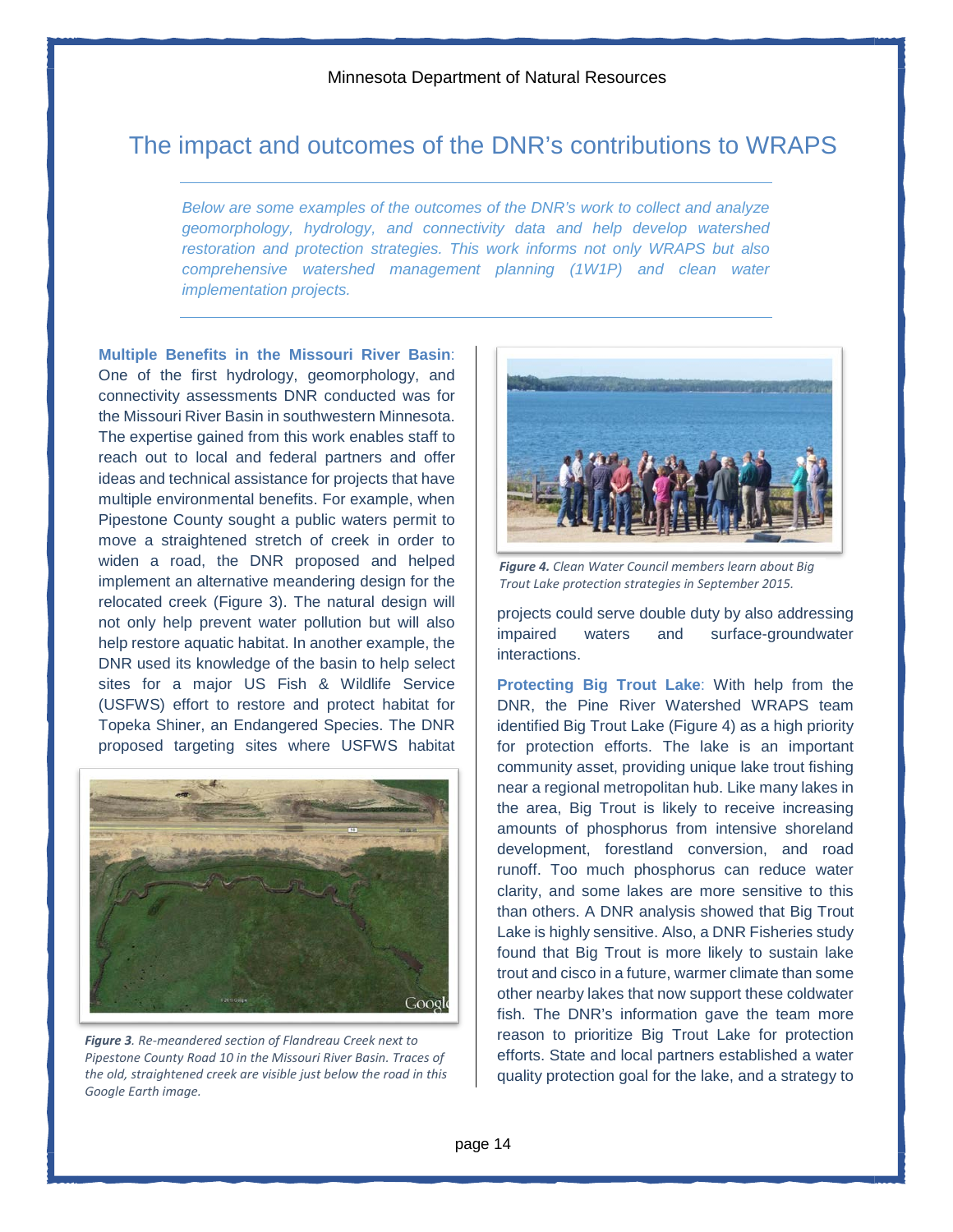## The impact and outcomes of the DNR's contributions to WRAPS

*Below are some examples of the outcomes of the DNR's work to collect and analyze geomorphology, hydrology, and connectivity data and help develop watershed restoration and protection strategies. This work informs not only WRAPS but also comprehensive watershed management planning (1W1P) and clean water implementation projects.*

**Multiple Benefits in the Missouri River Basin**: One of the first hydrology, geomorphology, and connectivity assessments DNR conducted was for the Missouri River Basin in southwestern Minnesota. The expertise gained from this work enables staff to reach out to local and federal partners and offer ideas and technical assistance for projects that have multiple environmental benefits. For example, when Pipestone County sought a public waters permit to move a straightened stretch of creek in order to widen a road, the DNR proposed and helped implement an alternative meandering design for the relocated creek (Figure 3). The natural design will not only help prevent water pollution but will also help restore aquatic habitat. In another example, the DNR used its knowledge of the basin to help select sites for a major US Fish & Wildlife Service (USFWS) effort to restore and protect habitat for Topeka Shiner, an Endangered Species. The DNR proposed targeting sites where USFWS habitat projects could serve double duty by also addressing impaired waters and surface-groundwater interactions.

***Figure 3****. Re-meandered section of Flandreau Creek next to Pipestone County Road 10 in the Missouri River Basin. Traces of the old, straightened creek are visible just below the road in this Google Earth image.*

***Figure 4.*** *Clean Water Council members learn about Big Trout Lake protection strategies in September 2015.*

**Protecting Big Trout Lake**: With help from the DNR, the Pine River Watershed WRAPS team identified Big Trout Lake (Figure 4) as a high priority for protection efforts. The lake is an important community asset, providing unique lake trout fishing near a regional metropolitan hub. Like many lakes in the area, Big Trout is likely to receive increasing amounts of phosphorus from intensive shoreland development, forestland conversion, and road runoff. Too much phosphorus can reduce water clarity, and some lakes are more sensitive to this than others. A DNR analysis showed that Big Trout Lake is highly sensitive. Also, a DNR Fisheries study found that Big Trout is more likely to sustain lake trout and cisco in a future, warmer climate than some other nearby lakes that now support these coldwater fish. The DNR's information gave the team more reason to prioritize Big Trout Lake for protection efforts. State and local partners established a water quality protection goal for the lake, and a strategy to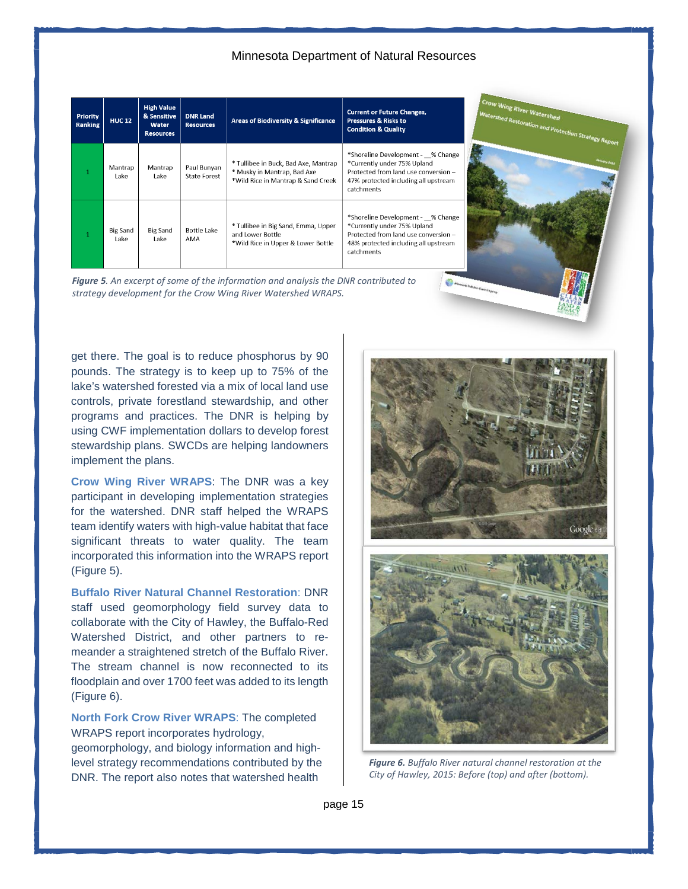| Priority Ranking | HUC 12 | High Value & Sensitive Water Resources | DNR Land Resources | Areas of Biodiversity & Significance | Current or Future Changes, Pressures & Risks to Condition & Quality |
|---|---|---|---|---|---|
| 1 | Mantrap Lake | Mantrap Lake | Paul Bunyan State Forest | * Tullibee in Buck, Bad Axe, Mantrap<br>* Musky in Mantrap, Bad Axe<br>*Wild Rice in Mantrap & Sand Creek | *Shoreline Development - __% Change<br>*Currently under 75% Upland Protected from land use conversion – 47% protected including all upstream catchments |
| 1 | Big Sand Lake | Big Sand Lake | Bottle Lake AMA | * Tullibee in Big Sand, Emma, Upper and Lower Bottle<br>*Wild Rice in Upper & Lower Bottle | *Shoreline Development - __% Change<br>*Currently under 75% Upland Protected from land use conversion – 48% protected including all upstream catchments |

*Figure 5. An excerpt of some of the information and analysis the DNR contributed to strategy development for the Crow Wing River Watershed WRAPS.*

get there. The goal is to reduce phosphorus by 90 pounds. The strategy is to keep up to 75% of the lake's watershed forested via a mix of local land use controls, private forestland stewardship, and other programs and practices. The DNR is helping by using CWF implementation dollars to develop forest stewardship plans. SWCDs are helping landowners implement the plans.

**Crow Wing River WRAPS**: The DNR was a key participant in developing implementation strategies for the watershed. DNR staff helped the WRAPS team identify waters with high-value habitat that face significant threats to water quality. The team incorporated this information into the WRAPS report (Figure 5).

**Buffalo River Natural Channel Restoration**: DNR staff used geomorphology field survey data to collaborate with the City of Hawley, the Buffalo-Red Watershed District, and other partners to re-meander a straightened stretch of the Buffalo River. The stream channel is now reconnected to its floodplain and over 1700 feet was added to its length (Figure 6).

**North Fork Crow River WRAPS**: The completed WRAPS report incorporates hydrology, geomorphology, and biology information and high-level strategy recommendations contributed by the DNR. The report also notes that watershed health

*Figure 6. Buffalo River natural channel restoration at the City of Hawley, 2015: Before (top) and after (bottom).*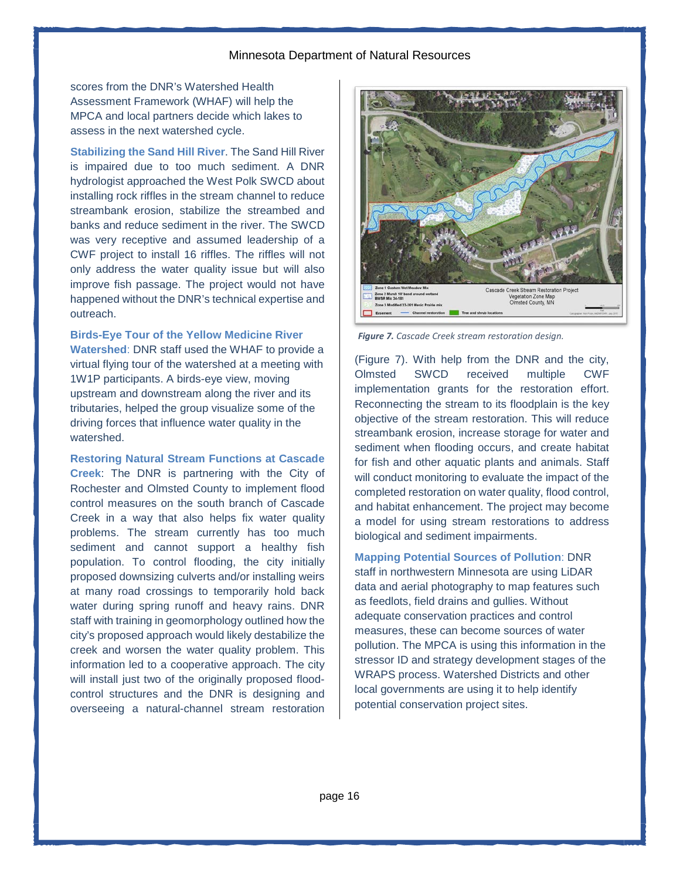scores from the DNR's Watershed Health Assessment Framework (WHAF) will help the MPCA and local partners decide which lakes to assess in the next watershed cycle.

**Stabilizing the Sand Hill River**. The Sand Hill River is impaired due to too much sediment. A DNR hydrologist approached the West Polk SWCD about installing rock riffles in the stream channel to reduce streambank erosion, stabilize the streambed and banks and reduce sediment in the river. The SWCD was very receptive and assumed leadership of a CWF project to install 16 riffles. The riffles will not only address the water quality issue but will also improve fish passage. The project would not have happened without the DNR's technical expertise and outreach.

**Birds-Eye Tour of the Yellow Medicine River Watershed**: DNR staff used the WHAF to provide a virtual flying tour of the watershed at a meeting with 1W1P participants. A birds-eye view, moving upstream and downstream along the river and its tributaries, helped the group visualize some of the driving forces that influence water quality in the watershed.

**Restoring Natural Stream Functions at Cascade Creek**: The DNR is partnering with the City of Rochester and Olmsted County to implement flood control measures on the south branch of Cascade Creek in a way that also helps fix water quality problems. The stream currently has too much sediment and cannot support a healthy fish population. To control flooding, the city initially proposed downsizing culverts and/or installing weirs at many road crossings to temporarily hold back water during spring runoff and heavy rains. DNR staff with training in geomorphology outlined how the city's proposed approach would likely destabilize the creek and worsen the water quality problem. This information led to a cooperative approach. The city will install just two of the originally proposed flood-control structures and the DNR is designing and overseeing a natural-channel stream restoration (Figure 7). With help from the DNR and the city, Olmsted SWCD received multiple CWF implementation grants for the restoration effort. Reconnecting the stream to its floodplain is the key objective of the stream restoration. This will reduce streambank erosion, increase storage for water and sediment when flooding occurs, and create habitat for fish and other aquatic plants and animals. Staff will conduct monitoring to evaluate the impact of the completed restoration on water quality, flood control, and habitat enhancement. The project may become a model for using stream restorations to address biological and sediment impairments.

***Figure 7.*** *Cascade Creek stream restoration design.*

**Mapping Potential Sources of Pollution**: DNR staff in northwestern Minnesota are using LiDAR data and aerial photography to map features such as feedlots, field drains and gullies. Without adequate conservation practices and control measures, these can become sources of water pollution. The MPCA is using this information in the stressor ID and strategy development stages of the WRAPS process. Watershed Districts and other local governments are using it to help identify potential conservation project sites.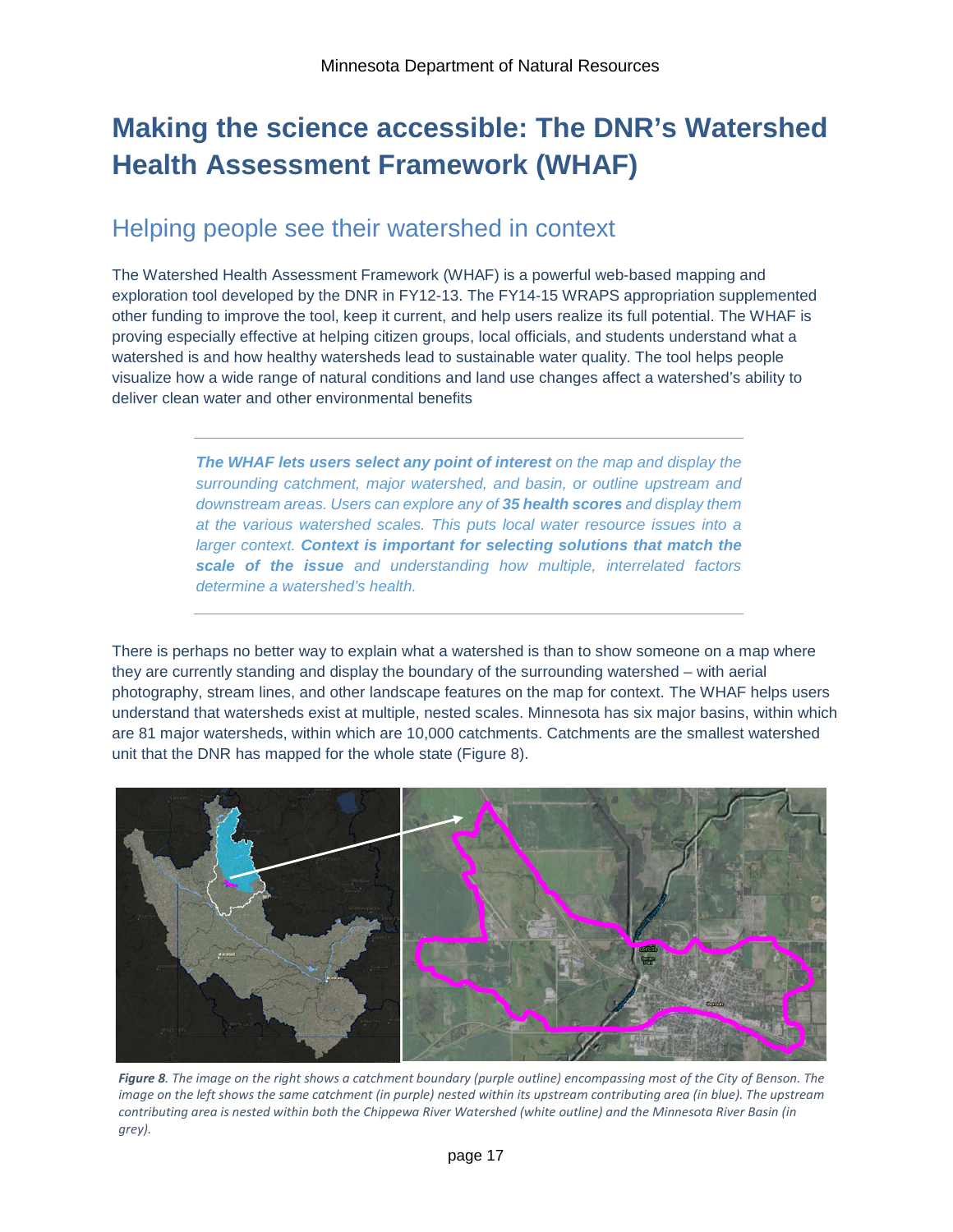# Making the science accessible: The DNR's Watershed Health Assessment Framework (WHAF)

## Helping people see their watershed in context

The Watershed Health Assessment Framework (WHAF) is a powerful web-based mapping and exploration tool developed by the DNR in FY12-13. The FY14-15 WRAPS appropriation supplemented other funding to improve the tool, keep it current, and help users realize its full potential. The WHAF is proving especially effective at helping citizen groups, local officials, and students understand what a watershed is and how healthy watersheds lead to sustainable water quality. The tool helps people visualize how a wide range of natural conditions and land use changes affect a watershed's ability to deliver clean water and other environmental benefits

---

*__The WHAF lets users select any point of interest__ on the map and display the surrounding catchment, major watershed, and basin, or outline upstream and downstream areas. Users can explore any of __35 health scores__ and display them at the various watershed scales. This puts local water resource issues into a larger context. __Context is important for selecting solutions that match the scale of the issue__ and understanding how multiple, interrelated factors determine a watershed's health.*

---

There is perhaps no better way to explain what a watershed is than to show someone on a map where they are currently standing and display the boundary of the surrounding watershed – with aerial photography, stream lines, and other landscape features on the map for context. The WHAF helps users understand that watersheds exist at multiple, nested scales. Minnesota has six major basins, within which are 81 major watersheds, within which are 10,000 catchments. Catchments are the smallest watershed unit that the DNR has mapped for the whole state (Figure 8).

***Figure 8****. The image on the right shows a catchment boundary (purple outline) encompassing most of the City of Benson. The image on the left shows the same catchment (in purple) nested within its upstream contributing area (in blue). The upstream contributing area is nested within both the Chippewa River Watershed (white outline) and the Minnesota River Basin (in grey).*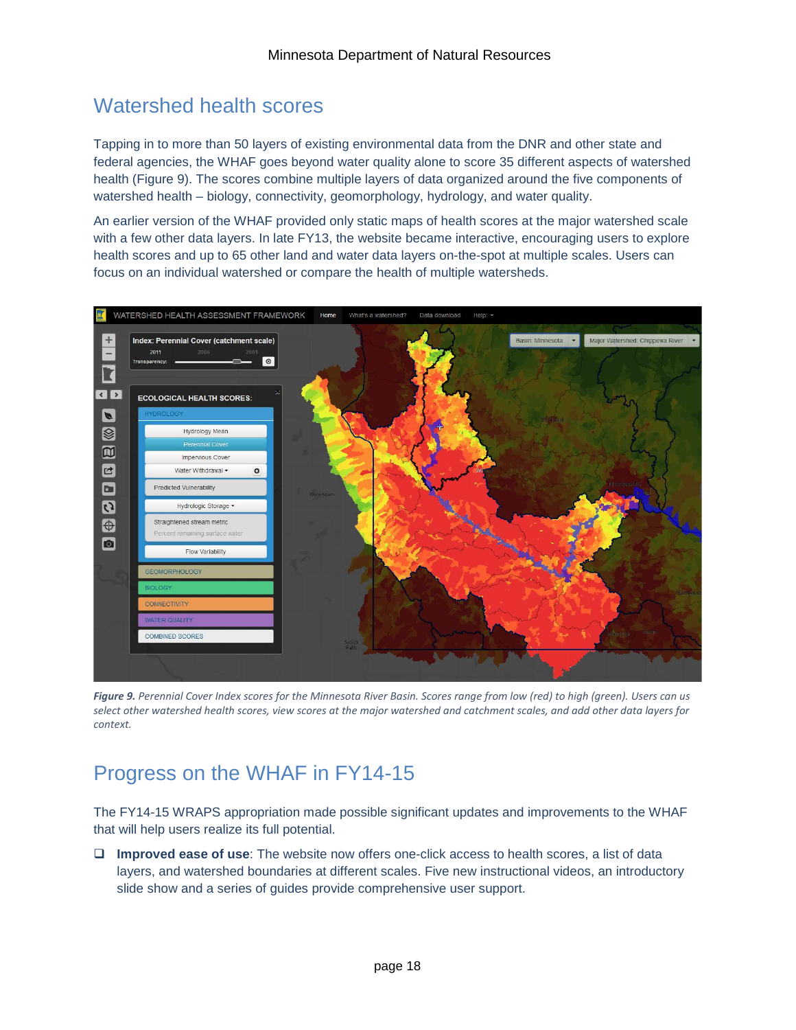## Watershed health scores

Tapping in to more than 50 layers of existing environmental data from the DNR and other state and federal agencies, the WHAF goes beyond water quality alone to score 35 different aspects of watershed health (Figure 9). The scores combine multiple layers of data organized around the five components of watershed health – biology, connectivity, geomorphology, hydrology, and water quality.

An earlier version of the WHAF provided only static maps of health scores at the major watershed scale with a few other data layers. In late FY13, the website became interactive, encouraging users to explore health scores and up to 65 other land and water data layers on-the-spot at multiple scales. Users can focus on an individual watershed or compare the health of multiple watersheds.

***Figure 9.*** *Perennial Cover Index scores for the Minnesota River Basin. Scores range from low (red) to high (green). Users can us select other watershed health scores, view scores at the major watershed and catchment scales, and add other data layers for context.*

## Progress on the WHAF in FY14-15

The FY14-15 WRAPS appropriation made possible significant updates and improvements to the WHAF that will help users realize its full potential.

- **Improved ease of use**: The website now offers one-click access to health scores, a list of data layers, and watershed boundaries at different scales. Five new instructional videos, an introductory slide show and a series of guides provide comprehensive user support.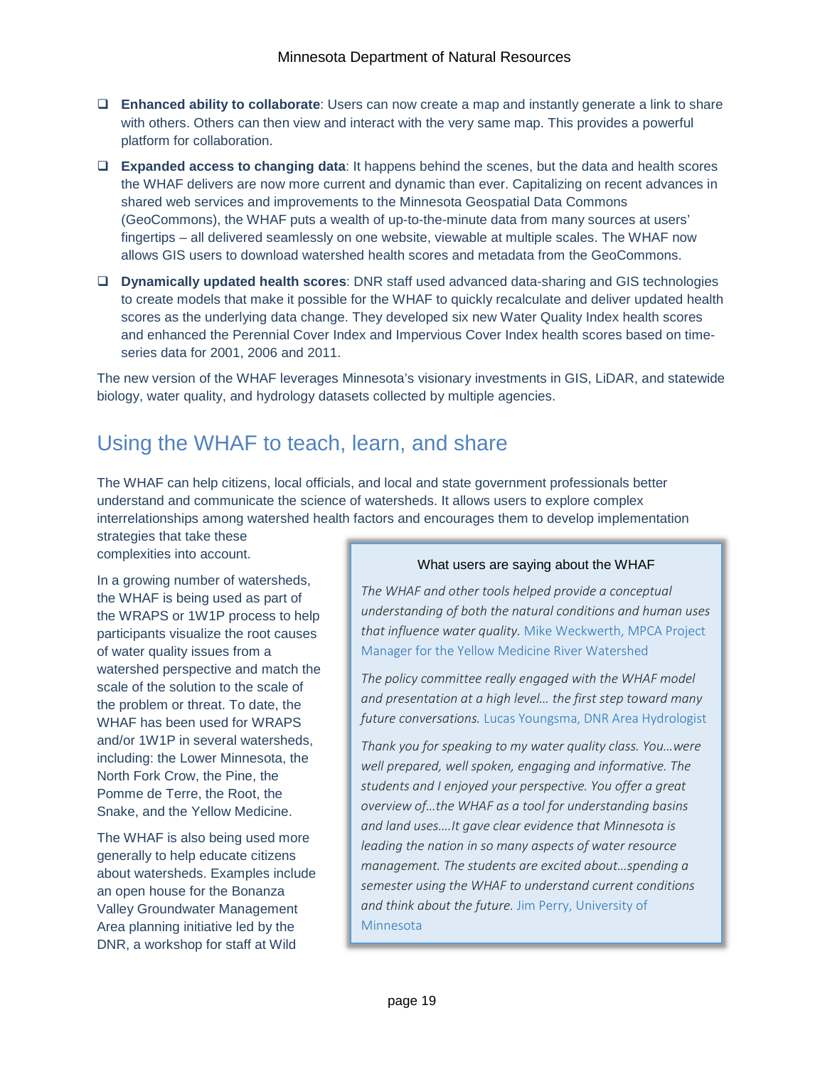- **Enhanced ability to collaborate**: Users can now create a map and instantly generate a link to share with others. Others can then view and interact with the very same map. This provides a powerful platform for collaboration.
- **Expanded access to changing data**: It happens behind the scenes, but the data and health scores the WHAF delivers are now more current and dynamic than ever. Capitalizing on recent advances in shared web services and improvements to the Minnesota Geospatial Data Commons (GeoCommons), the WHAF puts a wealth of up-to-the-minute data from many sources at users' fingertips – all delivered seamlessly on one website, viewable at multiple scales. The WHAF now allows GIS users to download watershed health scores and metadata from the GeoCommons.
- **Dynamically updated health scores**: DNR staff used advanced data-sharing and GIS technologies to create models that make it possible for the WHAF to quickly recalculate and deliver updated health scores as the underlying data change. They developed six new Water Quality Index health scores and enhanced the Perennial Cover Index and Impervious Cover Index health scores based on time-series data for 2001, 2006 and 2011.

The new version of the WHAF leverages Minnesota's visionary investments in GIS, LiDAR, and statewide biology, water quality, and hydrology datasets collected by multiple agencies.

## Using the WHAF to teach, learn, and share

The WHAF can help citizens, local officials, and local and state government professionals better understand and communicate the science of watersheds. It allows users to explore complex interrelationships among watershed health factors and encourages them to develop implementation strategies that take these complexities into account.

In a growing number of watersheds, the WHAF is being used as part of the WRAPS or 1W1P process to help participants visualize the root causes of water quality issues from a watershed perspective and match the scale of the solution to the scale of the problem or threat. To date, the WHAF has been used for WRAPS and/or 1W1P in several watersheds, including: the Lower Minnesota, the North Fork Crow, the Pine, the Pomme de Terre, the Root, the Snake, and the Yellow Medicine.

The WHAF is also being used more generally to help educate citizens about watersheds. Examples include an open house for the Bonanza Valley Groundwater Management Area planning initiative led by the DNR, a workshop for staff at Wild

> **What users are saying about the WHAF**
>
> *The WHAF and other tools helped provide a conceptual understanding of both the natural conditions and human uses that influence water quality.* Mike Weckwerth, MPCA Project Manager for the Yellow Medicine River Watershed
>
> *The policy committee really engaged with the WHAF model and presentation at a high level… the first step toward many future conversations.* Lucas Youngsma, DNR Area Hydrologist
>
> *Thank you for speaking to my water quality class. You…were well prepared, well spoken, engaging and informative. The students and I enjoyed your perspective. You offer a great overview of…the WHAF as a tool for understanding basins and land uses….It gave clear evidence that Minnesota is leading the nation in so many aspects of water resource management. The students are excited about…spending a semester using the WHAF to understand current conditions and think about the future.* Jim Perry, University of Minnesota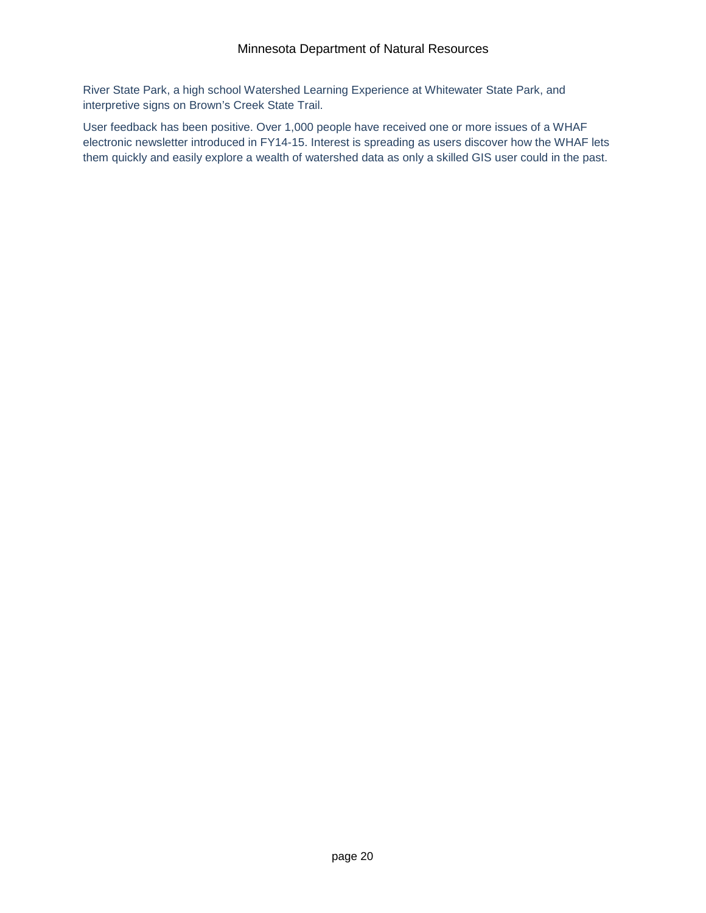River State Park, a high school Watershed Learning Experience at Whitewater State Park, and interpretive signs on Brown's Creek State Trail.

User feedback has been positive. Over 1,000 people have received one or more issues of a WHAF electronic newsletter introduced in FY14-15. Interest is spreading as users discover how the WHAF lets them quickly and easily explore a wealth of watershed data as only a skilled GIS user could in the past.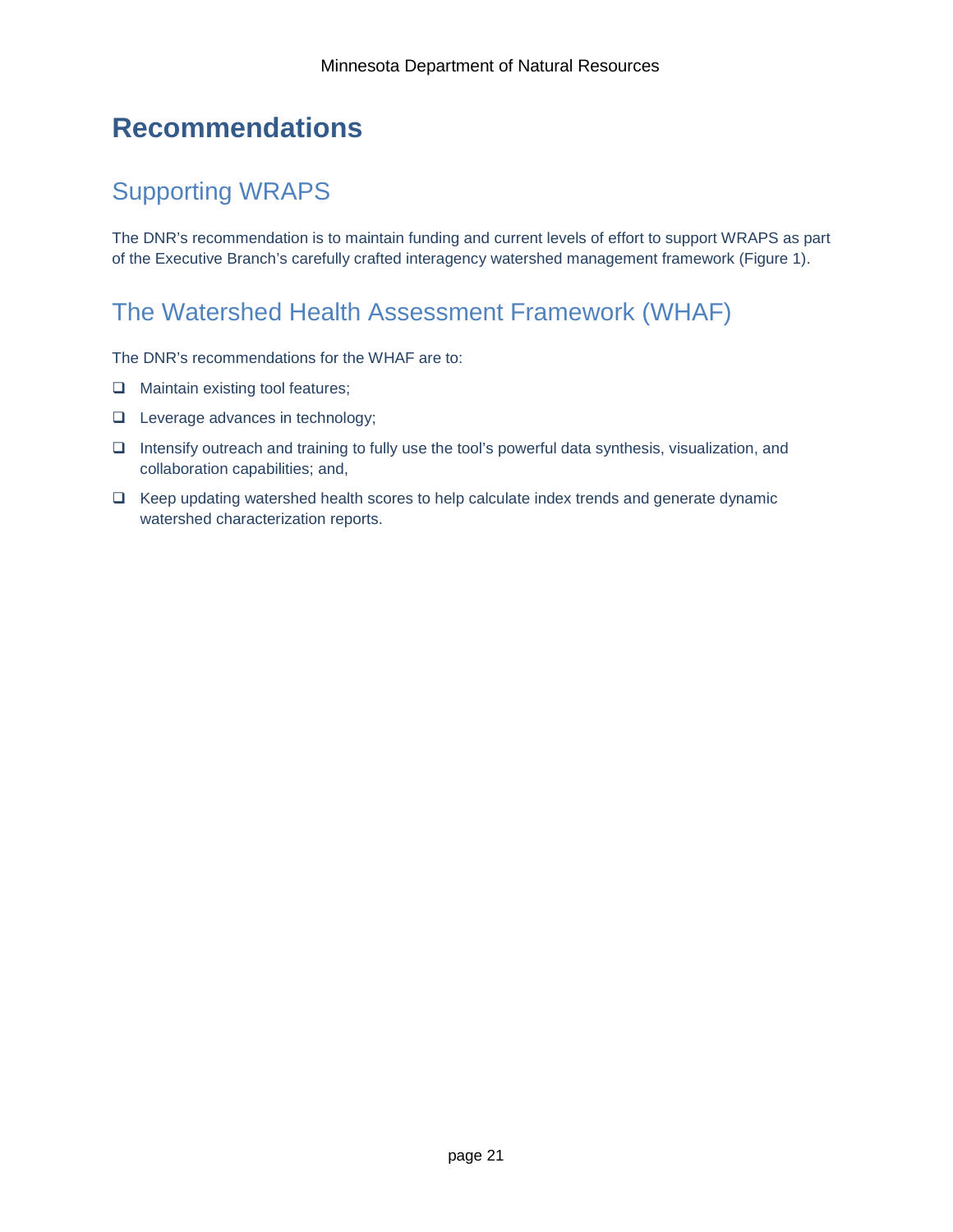# Recommendations

## Supporting WRAPS

The DNR's recommendation is to maintain funding and current levels of effort to support WRAPS as part of the Executive Branch's carefully crafted interagency watershed management framework (Figure 1).

## The Watershed Health Assessment Framework (WHAF)

The DNR's recommendations for the WHAF are to:

- Maintain existing tool features;
- Leverage advances in technology;
- Intensify outreach and training to fully use the tool's powerful data synthesis, visualization, and collaboration capabilities; and,
- Keep updating watershed health scores to help calculate index trends and generate dynamic watershed characterization reports.